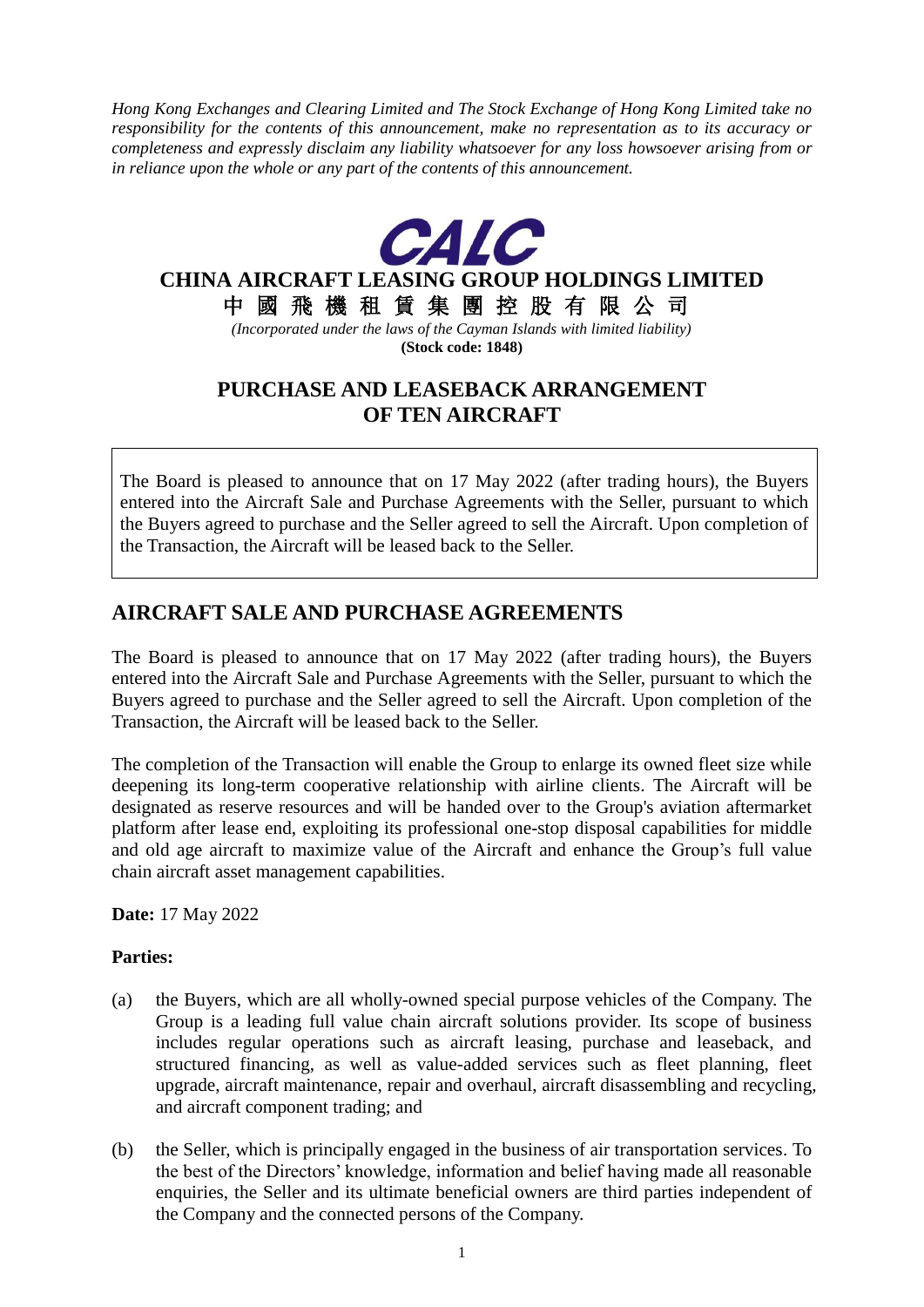*Hong Kong Exchanges and Clearing Limited and The Stock Exchange of Hong Kong Limited take no responsibility for the contents of this announcement, make no representation as to its accuracy or completeness and expressly disclaim any liability whatsoever for any loss howsoever arising from or in reliance upon the whole or any part of the contents of this announcement.*

**CHINA AIRCRAFT LEASING GROUP HOLDINGS LIMITED**

**中國飛機租賃集團控股有限公司**

*(Incorporated under the laws of the Cayman Islands with limited liability)*

**(Stock code: 1848)**

# PURCHASE AND LEASEBACK ARRANGEMENT OF TEN AIRCRAFT

The Board is pleased to announce that on 17 May 2022 (after trading hours), the Buyers entered into the Aircraft Sale and Purchase Agreements with the Seller, pursuant to which the Buyers agreed to purchase and the Seller agreed to sell the Aircraft. Upon completion of the Transaction, the Aircraft will be leased back to the Seller.

## AIRCRAFT SALE AND PURCHASE AGREEMENTS

The Board is pleased to announce that on 17 May 2022 (after trading hours), the Buyers entered into the Aircraft Sale and Purchase Agreements with the Seller, pursuant to which the Buyers agreed to purchase and the Seller agreed to sell the Aircraft. Upon completion of the Transaction, the Aircraft will be leased back to the Seller.

The completion of the Transaction will enable the Group to enlarge its owned fleet size while deepening its long-term cooperative relationship with airline clients. The Aircraft will be designated as reserve resources and will be handed over to the Group's aviation aftermarket platform after lease end, exploiting its professional one-stop disposal capabilities for middle and old age aircraft to maximize value of the Aircraft and enhance the Group's full value chain aircraft asset management capabilities.

**Date:** 17 May 2022

**Parties:**

(a) the Buyers, which are all wholly-owned special purpose vehicles of the Company. The Group is a leading full value chain aircraft solutions provider. Its scope of business includes regular operations such as aircraft leasing, purchase and leaseback, and structured financing, as well as value-added services such as fleet planning, fleet upgrade, aircraft maintenance, repair and overhaul, aircraft disassembling and recycling, and aircraft component trading; and

(b) the Seller, which is principally engaged in the business of air transportation services. To the best of the Directors' knowledge, information and belief having made all reasonable enquiries, the Seller and its ultimate beneficial owners are third parties independent of the Company and the connected persons of the Company.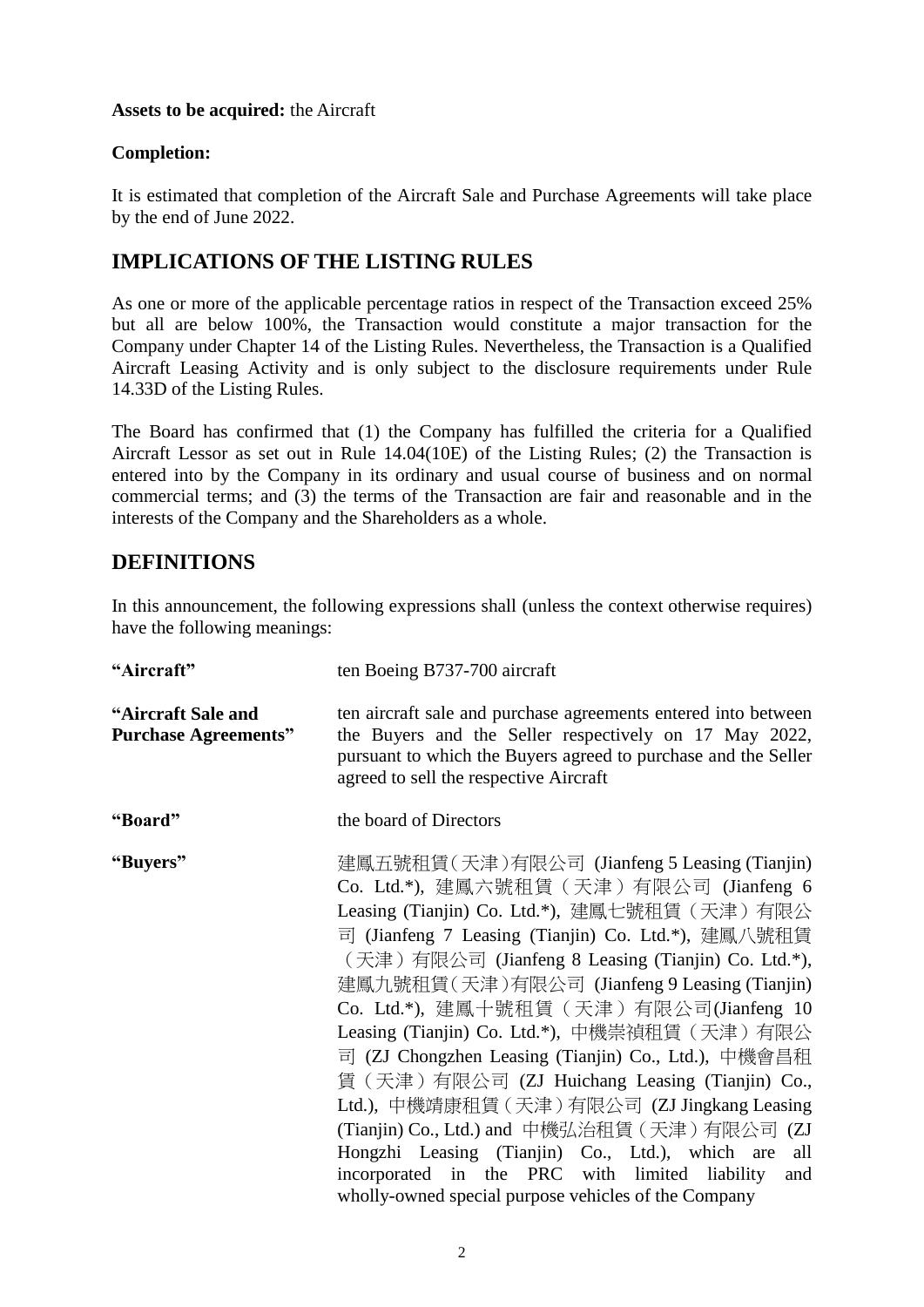**Assets to be acquired:** the Aircraft

**Completion:**

It is estimated that completion of the Aircraft Sale and Purchase Agreements will take place by the end of June 2022.

## IMPLICATIONS OF THE LISTING RULES

As one or more of the applicable percentage ratios in respect of the Transaction exceed 25% but all are below 100%, the Transaction would constitute a major transaction for the Company under Chapter 14 of the Listing Rules. Nevertheless, the Transaction is a Qualified Aircraft Leasing Activity and is only subject to the disclosure requirements under Rule 14.33D of the Listing Rules.

The Board has confirmed that (1) the Company has fulfilled the criteria for a Qualified Aircraft Lessor as set out in Rule 14.04(10E) of the Listing Rules; (2) the Transaction is entered into by the Company in its ordinary and usual course of business and on normal commercial terms; and (3) the terms of the Transaction are fair and reasonable and in the interests of the Company and the Shareholders as a whole.

## DEFINITIONS

In this announcement, the following expressions shall (unless the context otherwise requires) have the following meanings:

| | |
|---|---|
| **"Aircraft"** | ten Boeing B737-700 aircraft |
| **"Aircraft Sale and Purchase Agreements"** | ten aircraft sale and purchase agreements entered into between the Buyers and the Seller respectively on 17 May 2022, pursuant to which the Buyers agreed to purchase and the Seller agreed to sell the respective Aircraft |
| **"Board"** | the board of Directors |
| **"Buyers"** | 建鳳五號租賃(天津)有限公司 (Jianfeng 5 Leasing (Tianjin) Co. Ltd.*), 建鳳六號租賃（天津）有限公司 (Jianfeng 6 Leasing (Tianjin) Co. Ltd.*), 建鳳七號租賃（天津）有限公司 (Jianfeng 7 Leasing (Tianjin) Co. Ltd.*), 建鳳八號租賃（天津）有限公司 (Jianfeng 8 Leasing (Tianjin) Co. Ltd.*), 建鳳九號租賃(天津)有限公司 (Jianfeng 9 Leasing (Tianjin) Co. Ltd.*), 建鳳十號租賃（天津）有限公司(Jianfeng 10 Leasing (Tianjin) Co. Ltd.*), 中機崇禎租賃（天津）有限公司 (ZJ Chongzhen Leasing (Tianjin) Co., Ltd.), 中機會昌租賃（天津）有限公司 (ZJ Huichang Leasing (Tianjin) Co., Ltd.), 中機靖康租賃（天津）有限公司 (ZJ Jingkang Leasing (Tianjin) Co., Ltd.) and 中機弘治租賃（天津）有限公司 (ZJ Hongzhi Leasing (Tianjin) Co., Ltd.), which are all incorporated in the PRC with limited liability and wholly-owned special purpose vehicles of the Company |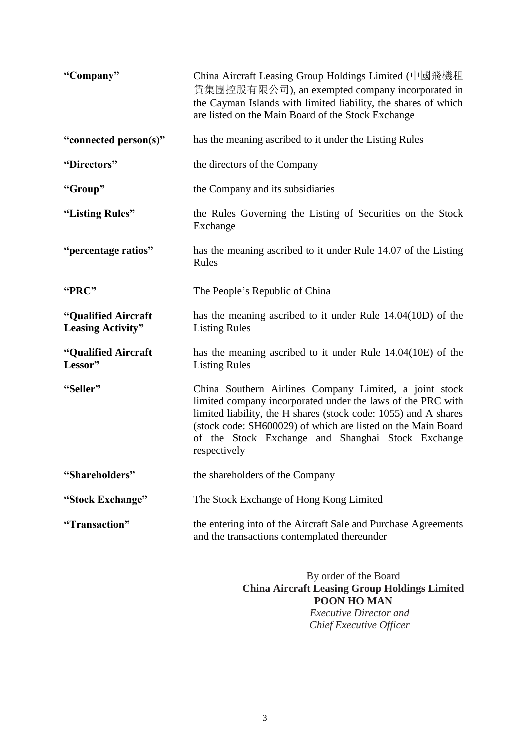| | |
|---|---|
| **"Company"** | China Aircraft Leasing Group Holdings Limited (中國飛機租賃集團控股有限公司), an exempted company incorporated in the Cayman Islands with limited liability, the shares of which are listed on the Main Board of the Stock Exchange |
| **"connected person(s)"** | has the meaning ascribed to it under the Listing Rules |
| **"Directors"** | the directors of the Company |
| **"Group"** | the Company and its subsidiaries |
| **"Listing Rules"** | the Rules Governing the Listing of Securities on the Stock Exchange |
| **"percentage ratios"** | has the meaning ascribed to it under Rule 14.07 of the Listing Rules |
| **"PRC"** | The People's Republic of China |
| **"Qualified Aircraft Leasing Activity"** | has the meaning ascribed to it under Rule 14.04(10D) of the Listing Rules |
| **"Qualified Aircraft Lessor"** | has the meaning ascribed to it under Rule 14.04(10E) of the Listing Rules |
| **"Seller"** | China Southern Airlines Company Limited, a joint stock limited company incorporated under the laws of the PRC with limited liability, the H shares (stock code: 1055) and A shares (stock code: SH600029) of which are listed on the Main Board of the Stock Exchange and Shanghai Stock Exchange respectively |
| **"Shareholders"** | the shareholders of the Company |
| **"Stock Exchange"** | The Stock Exchange of Hong Kong Limited |
| **"Transaction"** | the entering into of the Aircraft Sale and Purchase Agreements and the transactions contemplated thereunder |

By order of the Board
**China Aircraft Leasing Group Holdings Limited**
**POON HO MAN**
*Executive Director and*
*Chief Executive Officer*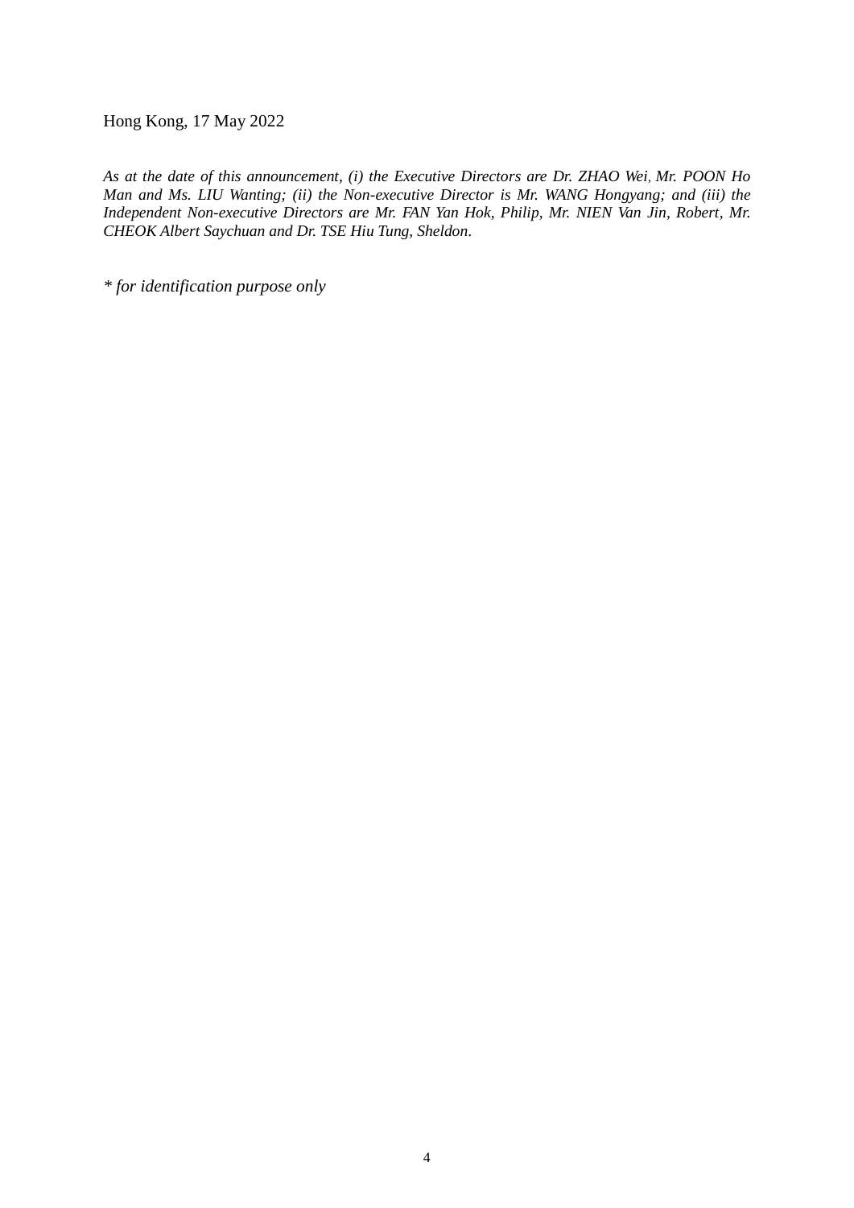Hong Kong, 17 May 2022

*As at the date of this announcement, (i) the Executive Directors are Dr. ZHAO Wei, Mr. POON Ho Man and Ms. LIU Wanting; (ii) the Non-executive Director is Mr. WANG Hongyang; and (iii) the Independent Non-executive Directors are Mr. FAN Yan Hok, Philip, Mr. NIEN Van Jin, Robert, Mr. CHEOK Albert Saychuan and Dr. TSE Hiu Tung, Sheldon.*

*\* for identification purpose only*